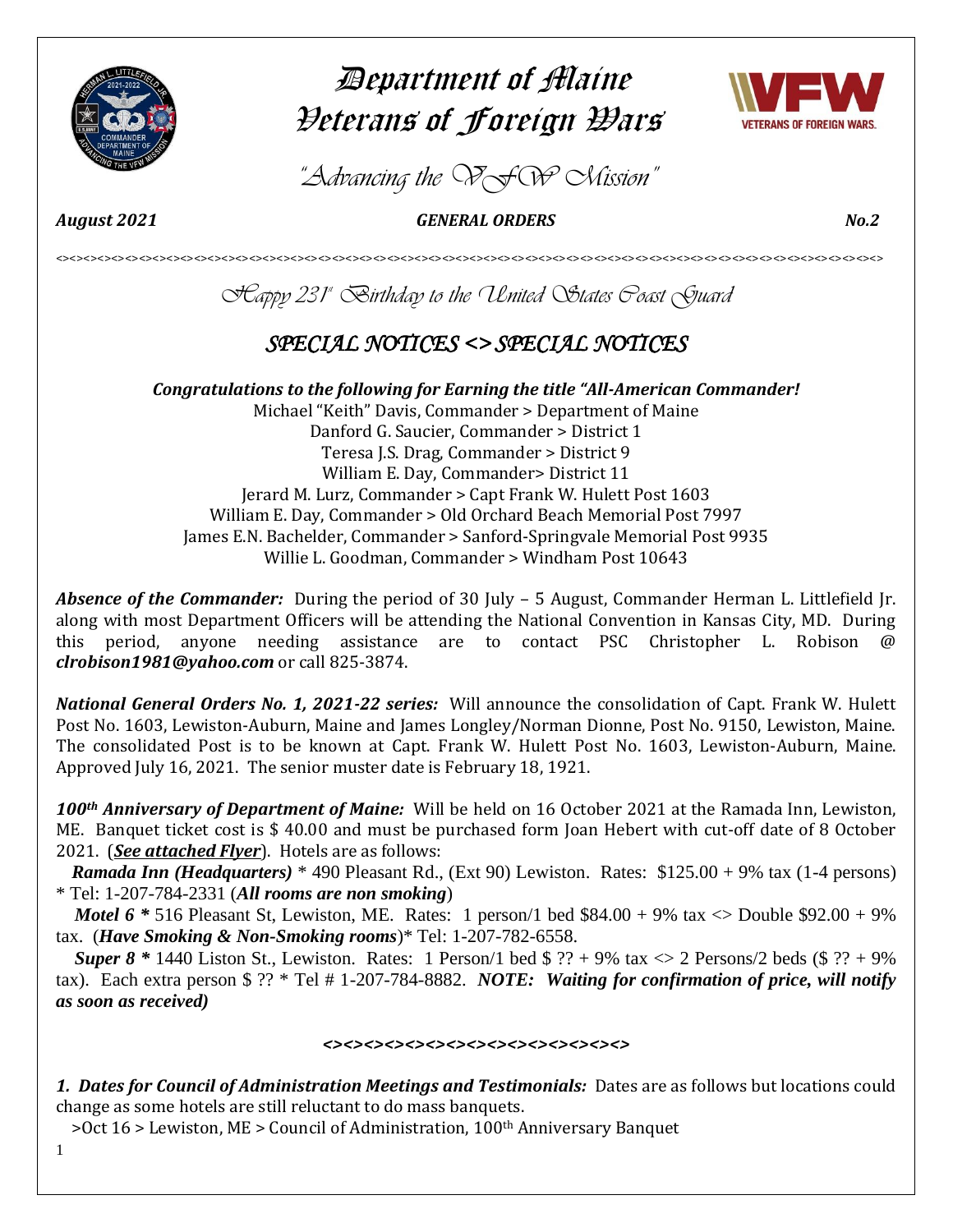# Department of Maine
# Veterans of Foreign Wars

*"Advancing the VFW Mission"*

***August 2021*** ***GENERAL ORDERS*** ***No.2***

<><><><><><><><><><><><><><><><><><><><><><><><><><><><><><><><><><><><><><><><><><><><><><><><><><>

*Happy 231st Birthday to the United States Coast Guard*

## *SPECIAL NOTICES <> SPECIAL NOTICES*

***Congratulations to the following for Earning the title "All-American Commander!***

Michael "Keith" Davis, Commander > Department of Maine
Danford G. Saucier, Commander > District 1
Teresa J.S. Drag, Commander > District 9
William E. Day, Commander> District 11
Jerard M. Lurz, Commander > Capt Frank W. Hulett Post 1603
William E. Day, Commander > Old Orchard Beach Memorial Post 7997
James E.N. Bachelder, Commander > Sanford-Springvale Memorial Post 9935
Willie L. Goodman, Commander > Windham Post 10643

***Absence of the Commander:*** During the period of 30 July – 5 August, Commander Herman L. Littlefield Jr. along with most Department Officers will be attending the National Convention in Kansas City, MD. During this period, anyone needing assistance are to contact PSC Christopher L. Robison @ ***clrobison1981@yahoo.com*** or call 825-3874.

***National General Orders No. 1, 2021-22 series:*** Will announce the consolidation of Capt. Frank W. Hulett Post No. 1603, Lewiston-Auburn, Maine and James Longley/Norman Dionne, Post No. 9150, Lewiston, Maine. The consolidated Post is to be known at Capt. Frank W. Hulett Post No. 1603, Lewiston-Auburn, Maine. Approved July 16, 2021. The senior muster date is February 18, 1921.

***100th Anniversary of Department of Maine:*** Will be held on 16 October 2021 at the Ramada Inn, Lewiston, ME. Banquet ticket cost is $ 40.00 and must be purchased form Joan Hebert with cut-off date of 8 October 2021. (***See attached Flyer***). Hotels are as follows:

***Ramada Inn (Headquarters)*** * 490 Pleasant Rd., (Ext 90) Lewiston. Rates: $125.00 + 9% tax (1-4 persons) * Tel: 1-207-784-2331 (***All rooms are non smoking***)

***Motel 6 **** 516 Pleasant St, Lewiston, ME. Rates: 1 person/1 bed $84.00 + 9% tax <> Double $92.00 + 9% tax. (***Have Smoking & Non-Smoking rooms***)* Tel: 1-207-782-6558.

***Super 8 **** 1440 Liston St., Lewiston. Rates: 1 Person/1 bed $ ?? + 9% tax <> 2 Persons/2 beds ($ ?? + 9% tax). Each extra person $ ?? * Tel # 1-207-784-8882. ***NOTE: Waiting for confirmation of price, will notify as soon as received)***

***<><><><><><><><><><><><><><><>***

***1. Dates for Council of Administration Meetings and Testimonials:*** Dates are as follows but locations could change as some hotels are still reluctant to do mass banquets.

>Oct 16 > Lewiston, ME > Council of Administration, 100th Anniversary Banquet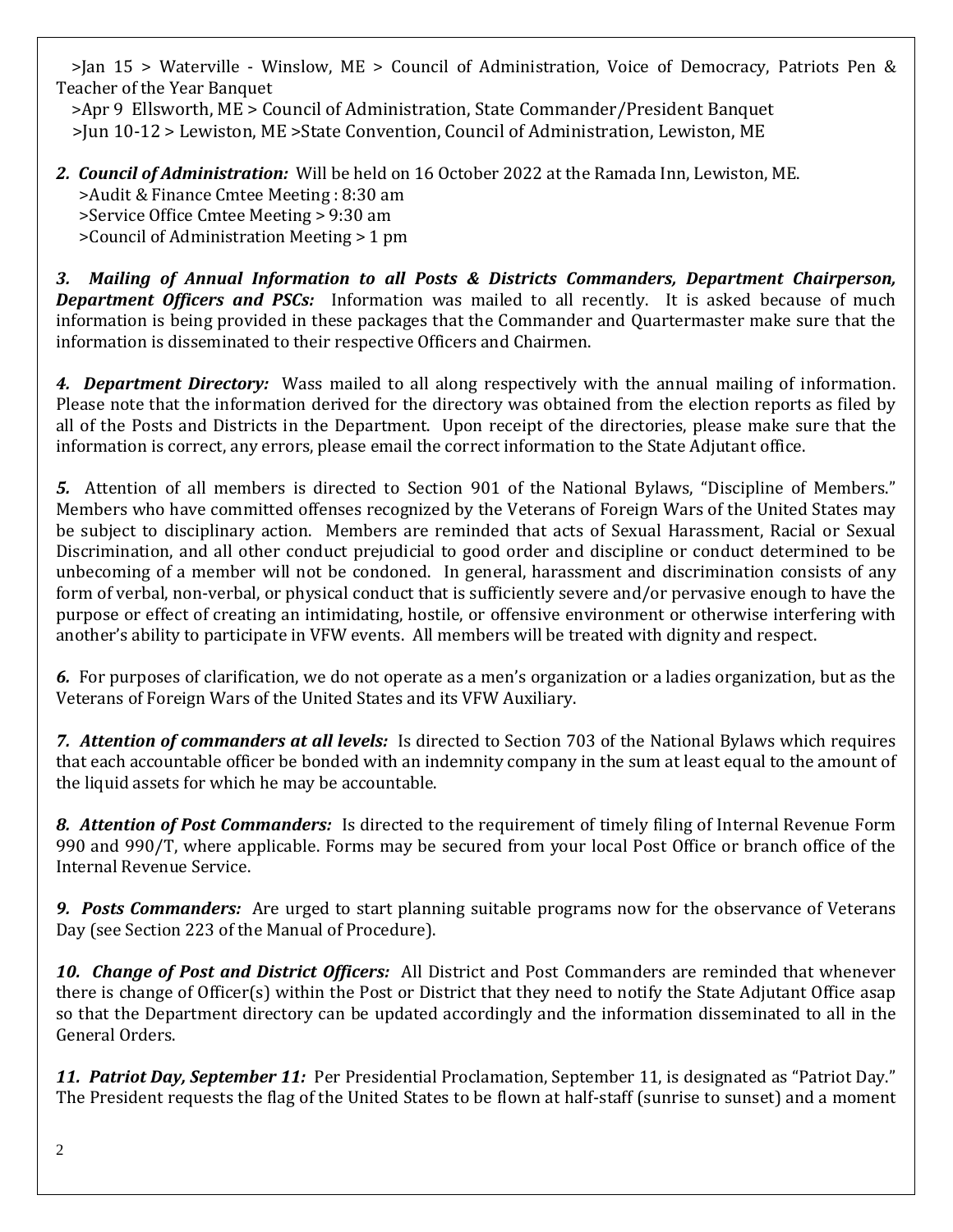>Jan 15 > Waterville - Winslow, ME > Council of Administration, Voice of Democracy, Patriots Pen & Teacher of the Year Banquet
>Apr 9 Ellsworth, ME > Council of Administration, State Commander/President Banquet
>Jun 10-12 > Lewiston, ME >State Convention, Council of Administration, Lewiston, ME

***2. Council of Administration:*** Will be held on 16 October 2022 at the Ramada Inn, Lewiston, ME.
>Audit & Finance Cmtee Meeting : 8:30 am
>Service Office Cmtee Meeting > 9:30 am
>Council of Administration Meeting > 1 pm

***3. Mailing of Annual Information to all Posts & Districts Commanders, Department Chairperson, Department Officers and PSCs:*** Information was mailed to all recently. It is asked because of much information is being provided in these packages that the Commander and Quartermaster make sure that the information is disseminated to their respective Officers and Chairmen.

***4. Department Directory:*** Wass mailed to all along respectively with the annual mailing of information. Please note that the information derived for the directory was obtained from the election reports as filed by all of the Posts and Districts in the Department. Upon receipt of the directories, please make sure that the information is correct, any errors, please email the correct information to the State Adjutant office.

***5.*** Attention of all members is directed to Section 901 of the National Bylaws, "Discipline of Members." Members who have committed offenses recognized by the Veterans of Foreign Wars of the United States may be subject to disciplinary action. Members are reminded that acts of Sexual Harassment, Racial or Sexual Discrimination, and all other conduct prejudicial to good order and discipline or conduct determined to be unbecoming of a member will not be condoned. In general, harassment and discrimination consists of any form of verbal, non-verbal, or physical conduct that is sufficiently severe and/or pervasive enough to have the purpose or effect of creating an intimidating, hostile, or offensive environment or otherwise interfering with another's ability to participate in VFW events. All members will be treated with dignity and respect.

***6.*** For purposes of clarification, we do not operate as a men's organization or a ladies organization, but as the Veterans of Foreign Wars of the United States and its VFW Auxiliary.

***7. Attention of commanders at all levels:*** Is directed to Section 703 of the National Bylaws which requires that each accountable officer be bonded with an indemnity company in the sum at least equal to the amount of the liquid assets for which he may be accountable.

***8. Attention of Post Commanders:*** Is directed to the requirement of timely filing of Internal Revenue Form 990 and 990/T, where applicable. Forms may be secured from your local Post Office or branch office of the Internal Revenue Service.

***9. Posts Commanders:*** Are urged to start planning suitable programs now for the observance of Veterans Day (see Section 223 of the Manual of Procedure).

***10. Change of Post and District Officers:*** All District and Post Commanders are reminded that whenever there is change of Officer(s) within the Post or District that they need to notify the State Adjutant Office asap so that the Department directory can be updated accordingly and the information disseminated to all in the General Orders.

***11. Patriot Day, September 11:*** Per Presidential Proclamation, September 11, is designated as "Patriot Day." The President requests the flag of the United States to be flown at half-staff (sunrise to sunset) and a moment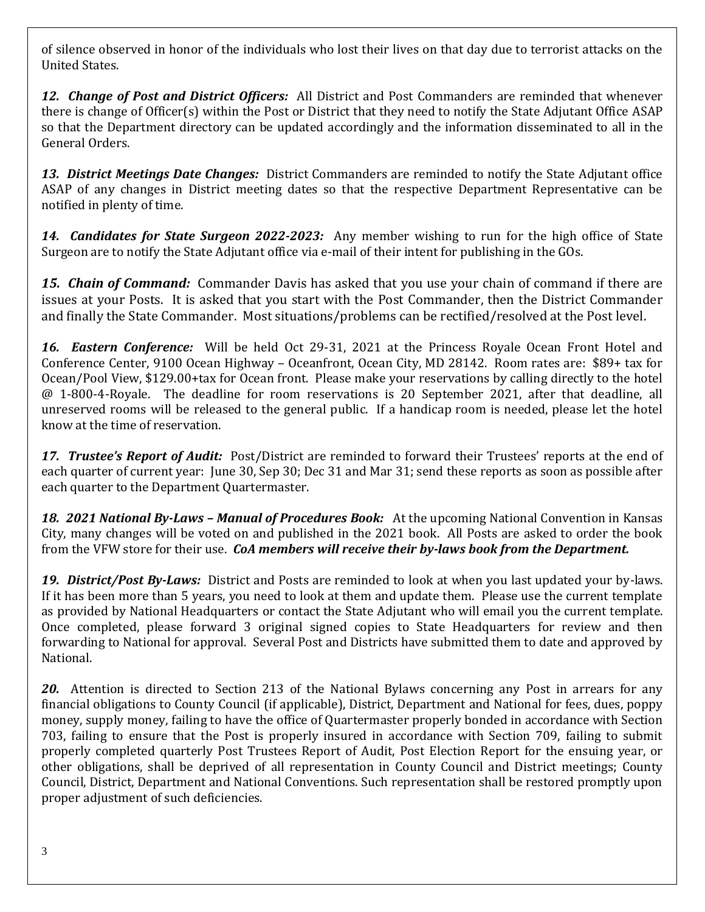of silence observed in honor of the individuals who lost their lives on that day due to terrorist attacks on the United States.

***12. Change of Post and District Officers:*** All District and Post Commanders are reminded that whenever there is change of Officer(s) within the Post or District that they need to notify the State Adjutant Office ASAP so that the Department directory can be updated accordingly and the information disseminated to all in the General Orders.

***13. District Meetings Date Changes:*** District Commanders are reminded to notify the State Adjutant office ASAP of any changes in District meeting dates so that the respective Department Representative can be notified in plenty of time.

***14. Candidates for State Surgeon 2022-2023:*** Any member wishing to run for the high office of State Surgeon are to notify the State Adjutant office via e-mail of their intent for publishing in the GOs.

***15. Chain of Command:*** Commander Davis has asked that you use your chain of command if there are issues at your Posts. It is asked that you start with the Post Commander, then the District Commander and finally the State Commander. Most situations/problems can be rectified/resolved at the Post level.

***16. Eastern Conference:*** Will be held Oct 29-31, 2021 at the Princess Royale Ocean Front Hotel and Conference Center, 9100 Ocean Highway – Oceanfront, Ocean City, MD 28142. Room rates are: $89+ tax for Ocean/Pool View, $129.00+tax for Ocean front. Please make your reservations by calling directly to the hotel @ 1-800-4-Royale. The deadline for room reservations is 20 September 2021, after that deadline, all unreserved rooms will be released to the general public. If a handicap room is needed, please let the hotel know at the time of reservation.

***17. Trustee's Report of Audit:*** Post/District are reminded to forward their Trustees' reports at the end of each quarter of current year: June 30, Sep 30; Dec 31 and Mar 31; send these reports as soon as possible after each quarter to the Department Quartermaster.

***18. 2021 National By-Laws – Manual of Procedures Book:*** At the upcoming National Convention in Kansas City, many changes will be voted on and published in the 2021 book. All Posts are asked to order the book from the VFW store for their use. ***CoA members will receive their by-laws book from the Department.***

***19. District/Post By-Laws:*** District and Posts are reminded to look at when you last updated your by-laws. If it has been more than 5 years, you need to look at them and update them. Please use the current template as provided by National Headquarters or contact the State Adjutant who will email you the current template. Once completed, please forward 3 original signed copies to State Headquarters for review and then forwarding to National for approval. Several Post and Districts have submitted them to date and approved by National.

***20.*** Attention is directed to Section 213 of the National Bylaws concerning any Post in arrears for any financial obligations to County Council (if applicable), District, Department and National for fees, dues, poppy money, supply money, failing to have the office of Quartermaster properly bonded in accordance with Section 703, failing to ensure that the Post is properly insured in accordance with Section 709, failing to submit properly completed quarterly Post Trustees Report of Audit, Post Election Report for the ensuing year, or other obligations, shall be deprived of all representation in County Council and District meetings; County Council, District, Department and National Conventions. Such representation shall be restored promptly upon proper adjustment of such deficiencies.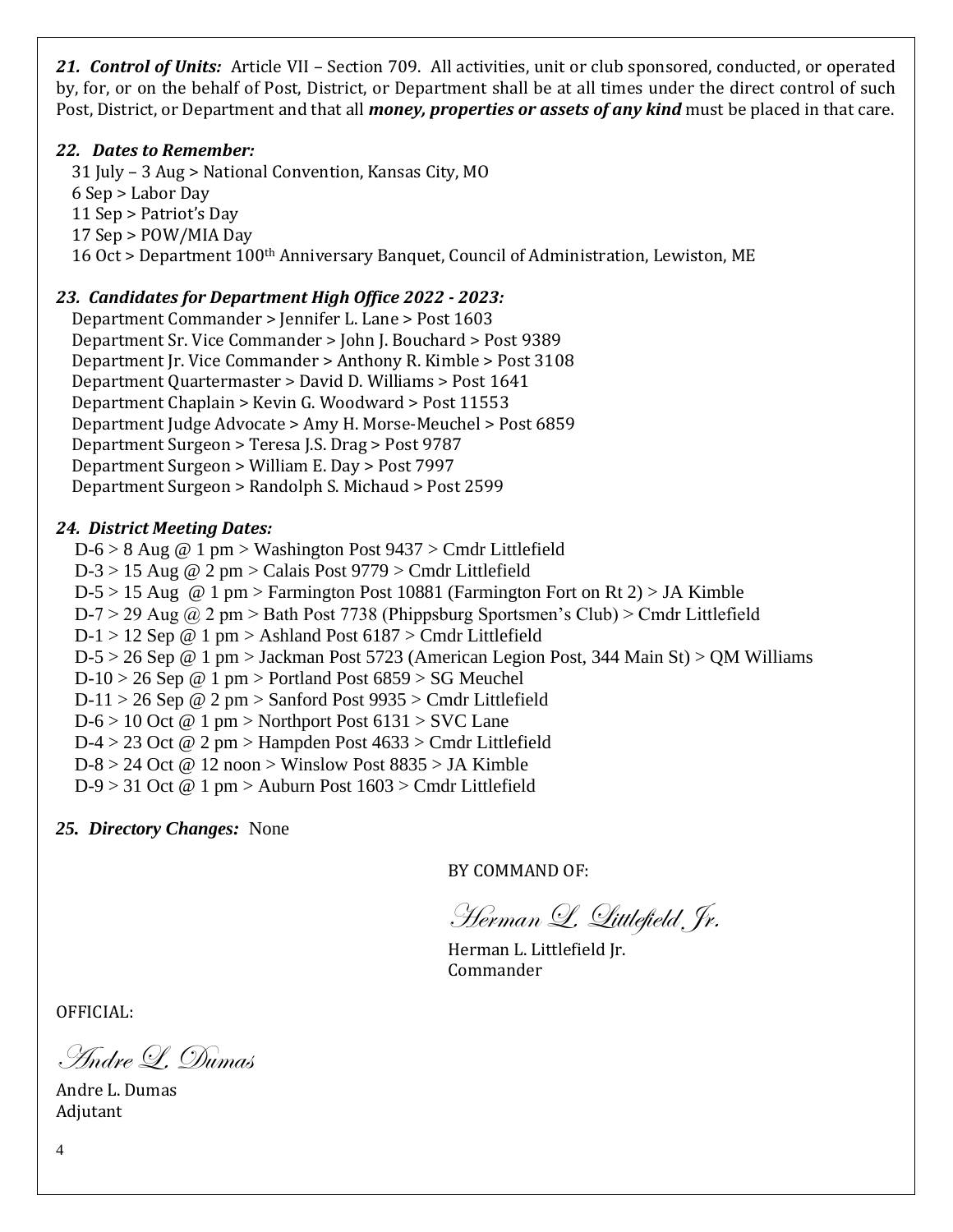***21. Control of Units:*** Article VII – Section 709. All activities, unit or club sponsored, conducted, or operated by, for, or on the behalf of Post, District, or Department shall be at all times under the direct control of such Post, District, or Department and that all ***money, properties or assets of any kind*** must be placed in that care.

***22. Dates to Remember:***

31 July – 3 Aug > National Convention, Kansas City, MO
6 Sep > Labor Day
11 Sep > Patriot's Day
17 Sep > POW/MIA Day
16 Oct > Department 100th Anniversary Banquet, Council of Administration, Lewiston, ME

***23. Candidates for Department High Office 2022 - 2023:***

Department Commander > Jennifer L. Lane > Post 1603
Department Sr. Vice Commander > John J. Bouchard > Post 9389
Department Jr. Vice Commander > Anthony R. Kimble > Post 3108
Department Quartermaster > David D. Williams > Post 1641
Department Chaplain > Kevin G. Woodward > Post 11553
Department Judge Advocate > Amy H. Morse-Meuchel > Post 6859
Department Surgeon > Teresa J.S. Drag > Post 9787
Department Surgeon > William E. Day > Post 7997
Department Surgeon > Randolph S. Michaud > Post 2599

***24. District Meeting Dates:***

D-6 > 8 Aug @ 1 pm > Washington Post 9437 > Cmdr Littlefield
D-3 > 15 Aug @ 2 pm > Calais Post 9779 > Cmdr Littlefield
D-5 > 15 Aug @ 1 pm > Farmington Post 10881 (Farmington Fort on Rt 2) > JA Kimble
D-7 > 29 Aug @ 2 pm > Bath Post 7738 (Phippsburg Sportsmen's Club) > Cmdr Littlefield
D-1 > 12 Sep @ 1 pm > Ashland Post 6187 > Cmdr Littlefield
D-5 > 26 Sep @ 1 pm > Jackman Post 5723 (American Legion Post, 344 Main St) > QM Williams
D-10 > 26 Sep @ 1 pm > Portland Post 6859 > SG Meuchel
D-11 > 26 Sep @ 2 pm > Sanford Post 9935 > Cmdr Littlefield
D-6 > 10 Oct @ 1 pm > Northport Post 6131 > SVC Lane
D-4 > 23 Oct @ 2 pm > Hampden Post 4633 > Cmdr Littlefield
D-8 > 24 Oct @ 12 noon > Winslow Post 8835 > JA Kimble
D-9 > 31 Oct @ 1 pm > Auburn Post 1603 > Cmdr Littlefield

***25. Directory Changes:*** None

BY COMMAND OF:

*Herman L. Littlefield Jr.*

Herman L. Littlefield Jr.
Commander

OFFICIAL:

*Andre L. Dumas*

Andre L. Dumas
Adjutant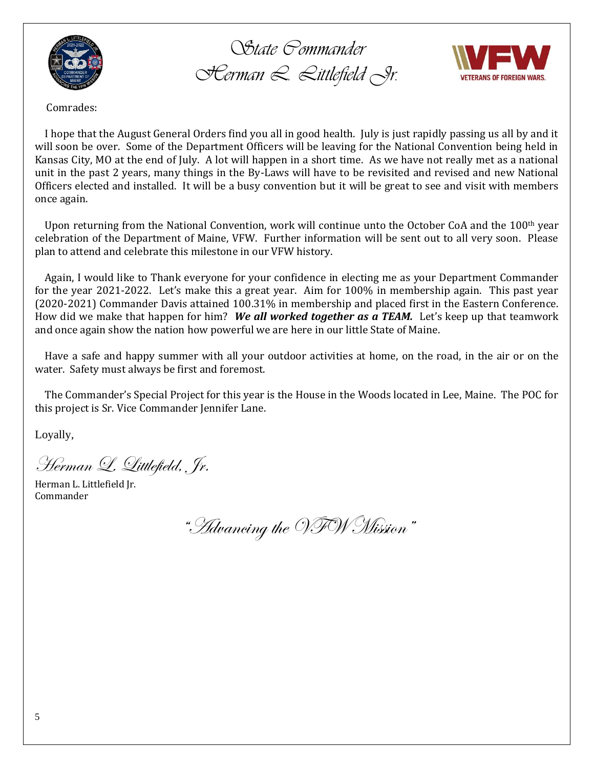# State Commander
# Herman L. Littlefield Jr.

Comrades:

I hope that the August General Orders find you all in good health. July is just rapidly passing us all by and it will soon be over. Some of the Department Officers will be leaving for the National Convention being held in Kansas City, MO at the end of July. A lot will happen in a short time. As we have not really met as a national unit in the past 2 years, many things in the By-Laws will have to be revisited and revised and new National Officers elected and installed. It will be a busy convention but it will be great to see and visit with members once again.

Upon returning from the National Convention, work will continue unto the October CoA and the 100th year celebration of the Department of Maine, VFW. Further information will be sent out to all very soon. Please plan to attend and celebrate this milestone in our VFW history.

Again, I would like to Thank everyone for your confidence in electing me as your Department Commander for the year 2021-2022. Let's make this a great year. Aim for 100% in membership again. This past year (2020-2021) Commander Davis attained 100.31% in membership and placed first in the Eastern Conference. How did we make that happen for him? ***We all worked together as a TEAM.*** Let's keep up that teamwork and once again show the nation how powerful we are here in our little State of Maine.

Have a safe and happy summer with all your outdoor activities at home, on the road, in the air or on the water. Safety must always be first and foremost.

The Commander's Special Project for this year is the House in the Woods located in Lee, Maine. The POC for this project is Sr. Vice Commander Jennifer Lane.

Loyally,

*Herman L. Littlefield, Jr.*

Herman L. Littlefield Jr.
Commander

*"Advancing the VFW Mission"*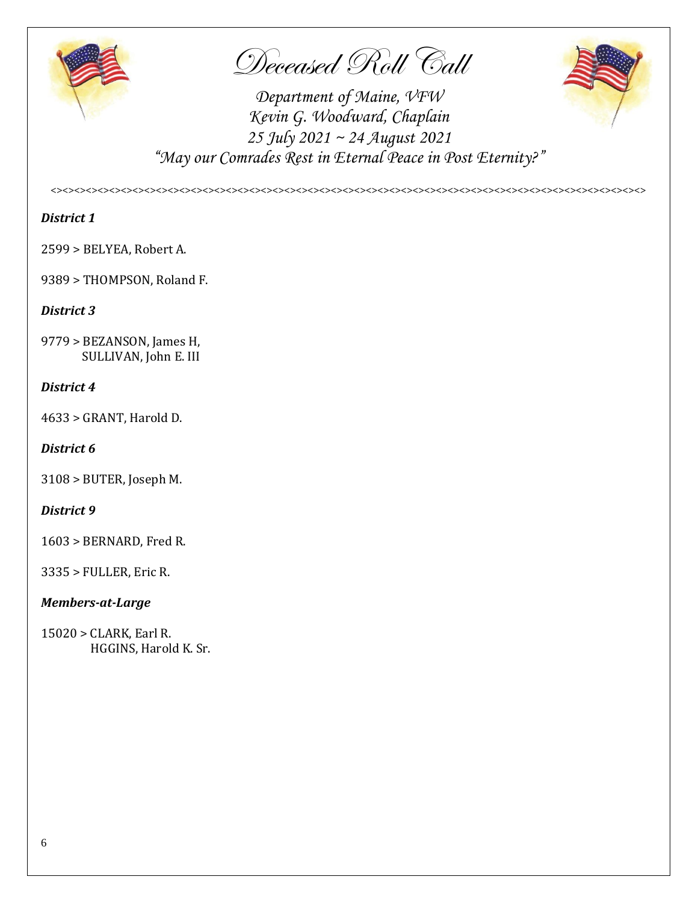# *Deceased Roll Call*

*Department of Maine, VFW*
*Kevin G. Woodward, Chaplain*
*25 July 2021 ~ 24 August 2021*
*"May our Comrades Rest in Eternal Peace in Post Eternity?"*

<><><><><><><><><><><><><><><><><><><><><><><><><><><><><><><><><><><><><><><><><><><><><><><><><><><><><><><><><><><><><><><><><><><><><><><><><><><><><><><><><><><><><><>

***District 1***

2599 > BELYEA, Robert A.

9389 > THOMPSON, Roland F.

***District 3***

9779 > BEZANSON, James H,
SULLIVAN, John E. III

***District 4***

4633 > GRANT, Harold D.

***District 6***

3108 > BUTER, Joseph M.

***District 9***

1603 > BERNARD, Fred R.

3335 > FULLER, Eric R.

***Members-at-Large***

15020 > CLARK, Earl R.
HGGINS, Harold K. Sr.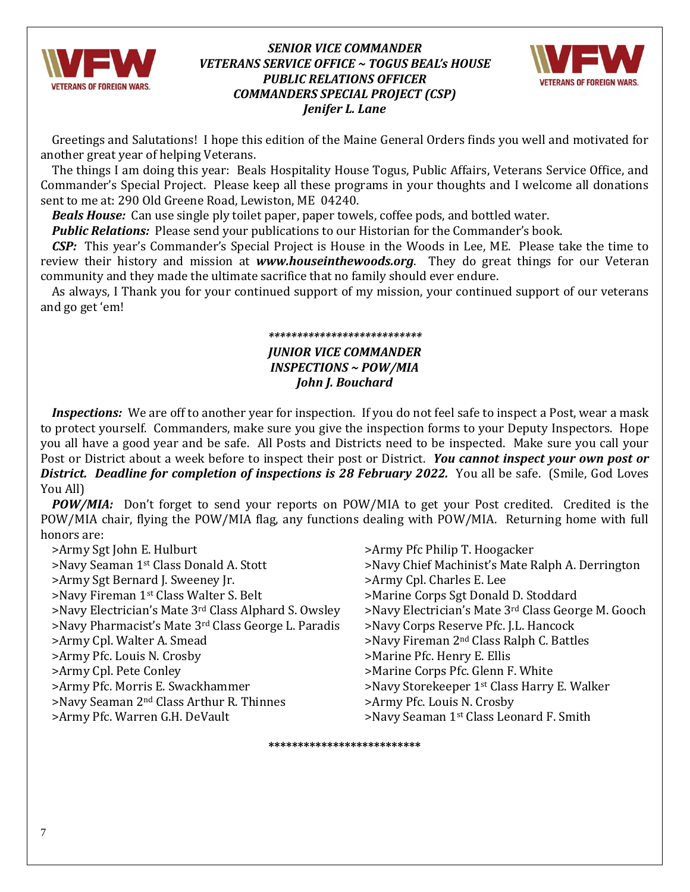### *SENIOR VICE COMMANDER*
### *VETERANS SERVICE OFFICE ~ TOGUS BEAL's HOUSE*
### *PUBLIC RELATIONS OFFICER*
### *COMMANDERS SPECIAL PROJECT (CSP)*
### *Jenifer L. Lane*

Greetings and Salutations! I hope this edition of the Maine General Orders finds you well and motivated for another great year of helping Veterans.

The things I am doing this year: Beals Hospitality House Togus, Public Affairs, Veterans Service Office, and Commander's Special Project. Please keep all these programs in your thoughts and I welcome all donations sent to me at: 290 Old Greene Road, Lewiston, ME 04240.

***Beals House:*** Can use single ply toilet paper, paper towels, coffee pods, and bottled water.

***Public Relations:*** Please send your publications to our Historian for the Commander's book.

***CSP:*** This year's Commander's Special Project is House in the Woods in Lee, ME. Please take the time to review their history and mission at ***www.houseinthewoods.org***. They do great things for our Veteran community and they made the ultimate sacrifice that no family should ever endure.

As always, I Thank you for your continued support of my mission, your continued support of our veterans and go get 'em!

***************************

### *JUNIOR VICE COMMANDER*
### *INSPECTIONS ~ POW/MIA*
### *John J. Bouchard*

***Inspections:*** We are off to another year for inspection. If you do not feel safe to inspect a Post, wear a mask to protect yourself. Commanders, make sure you give the inspection forms to your Deputy Inspectors. Hope you all have a good year and be safe. All Posts and Districts need to be inspected. Make sure you call your Post or District about a week before to inspect their post or District. ***You cannot inspect your own post or District. Deadline for completion of inspections is 28 February 2022.*** You all be safe. (Smile, God Loves You All)

***POW/MIA:*** Don't forget to send your reports on POW/MIA to get your Post credited. Credited is the POW/MIA chair, flying the POW/MIA flag, any functions dealing with POW/MIA. Returning home with full honors are:

>Army Sgt John E. Hulburt
>Navy Seaman 1st Class Donald A. Stott
>Army Sgt Bernard J. Sweeney Jr.
>Navy Fireman 1st Class Walter S. Belt
>Navy Electrician's Mate 3rd Class Alphard S. Owsley
>Navy Pharmacist's Mate 3rd Class George L. Paradis
>Army Cpl. Walter A. Smead
>Army Pfc. Louis N. Crosby
>Army Cpl. Pete Conley
>Army Pfc. Morris E. Swackhammer
>Navy Seaman 2nd Class Arthur R. Thinnes
>Army Pfc. Warren G.H. DeVault
>Army Pfc Philip T. Hoogacker
>Navy Chief Machinist's Mate Ralph A. Derrington
>Army Cpl. Charles E. Lee
>Marine Corps Sgt Donald D. Stoddard
>Navy Electrician's Mate 3rd Class George M. Gooch
>Navy Corps Reserve Pfc. J.L. Hancock
>Navy Fireman 2nd Class Ralph C. Battles
>Marine Pfc. Henry E. Ellis
>Marine Corps Pfc. Glenn F. White
>Navy Storekeeper 1st Class Harry E. Walker
>Army Pfc. Louis N. Crosby
>Navy Seaman 1st Class Leonard F. Smith

**************************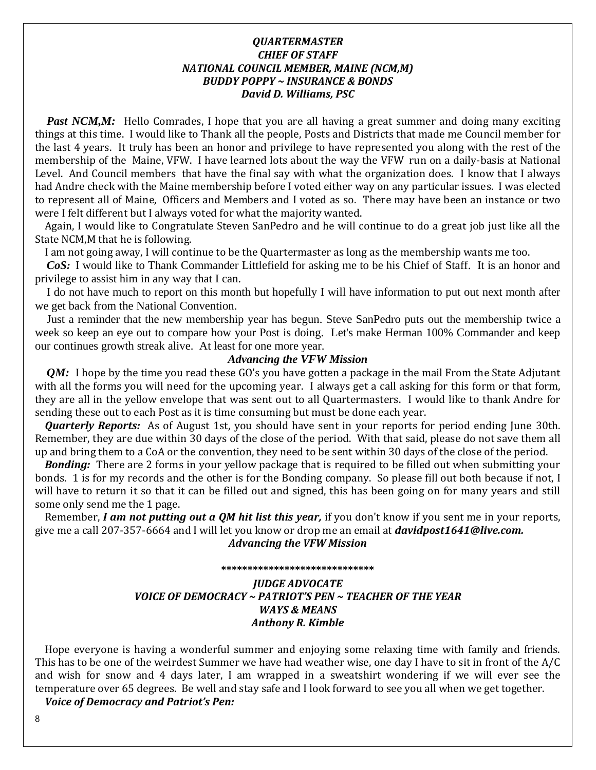***QUARTERMASTER***
***CHIEF OF STAFF***
***NATIONAL COUNCIL MEMBER, MAINE (NCM,M)***
***BUDDY POPPY ~ INSURANCE & BONDS***
***David D. Williams, PSC***

***Past NCM,M:*** Hello Comrades, I hope that you are all having a great summer and doing many exciting things at this time. I would like to Thank all the people, Posts and Districts that made me Council member for the last 4 years. It truly has been an honor and privilege to have represented you along with the rest of the membership of the Maine, VFW. I have learned lots about the way the VFW run on a daily-basis at National Level. And Council members that have the final say with what the organization does. I know that I always had Andre check with the Maine membership before I voted either way on any particular issues. I was elected to represent all of Maine, Officers and Members and I voted as so. There may have been an instance or two were I felt different but I always voted for what the majority wanted.

Again, I would like to Congratulate Steven SanPedro and he will continue to do a great job just like all the State NCM,M that he is following.

I am not going away, I will continue to be the Quartermaster as long as the membership wants me too.

***CoS:*** I would like to Thank Commander Littlefield for asking me to be his Chief of Staff. It is an honor and privilege to assist him in any way that I can.

I do not have much to report on this month but hopefully I will have information to put out next month after we get back from the National Convention.

Just a reminder that the new membership year has begun. Steve SanPedro puts out the membership twice a week so keep an eye out to compare how your Post is doing. Let's make Herman 100% Commander and keep our continues growth streak alive. At least for one more year.

***Advancing the VFW Mission***

***QM:*** I hope by the time you read these GO's you have gotten a package in the mail From the State Adjutant with all the forms you will need for the upcoming year. I always get a call asking for this form or that form, they are all in the yellow envelope that was sent out to all Quartermasters. I would like to thank Andre for sending these out to each Post as it is time consuming but must be done each year.

***Quarterly Reports:*** As of August 1st, you should have sent in your reports for period ending June 30th. Remember, they are due within 30 days of the close of the period. With that said, please do not save them all up and bring them to a CoA or the convention, they need to be sent within 30 days of the close of the period.

***Bonding:*** There are 2 forms in your yellow package that is required to be filled out when submitting your bonds. 1 is for my records and the other is for the Bonding company. So please fill out both because if not, I will have to return it so that it can be filled out and signed, this has been going on for many years and still some only send me the 1 page.

Remember, ***I am not putting out a QM hit list this year,*** if you don't know if you sent me in your reports, give me a call 207-357-6664 and I will let you know or drop me an email at ***davidpost1641@live.com.***

***Advancing the VFW Mission***

****************************

***JUDGE ADVOCATE***
***VOICE OF DEMOCRACY ~ PATRIOT'S PEN ~ TEACHER OF THE YEAR***
***WAYS & MEANS***
***Anthony R. Kimble***

Hope everyone is having a wonderful summer and enjoying some relaxing time with family and friends. This has to be one of the weirdest Summer we have had weather wise, one day I have to sit in front of the A/C and wish for snow and 4 days later, I am wrapped in a sweatshirt wondering if we will ever see the temperature over 65 degrees. Be well and stay safe and I look forward to see you all when we get together.

***Voice of Democracy and Patriot's Pen:***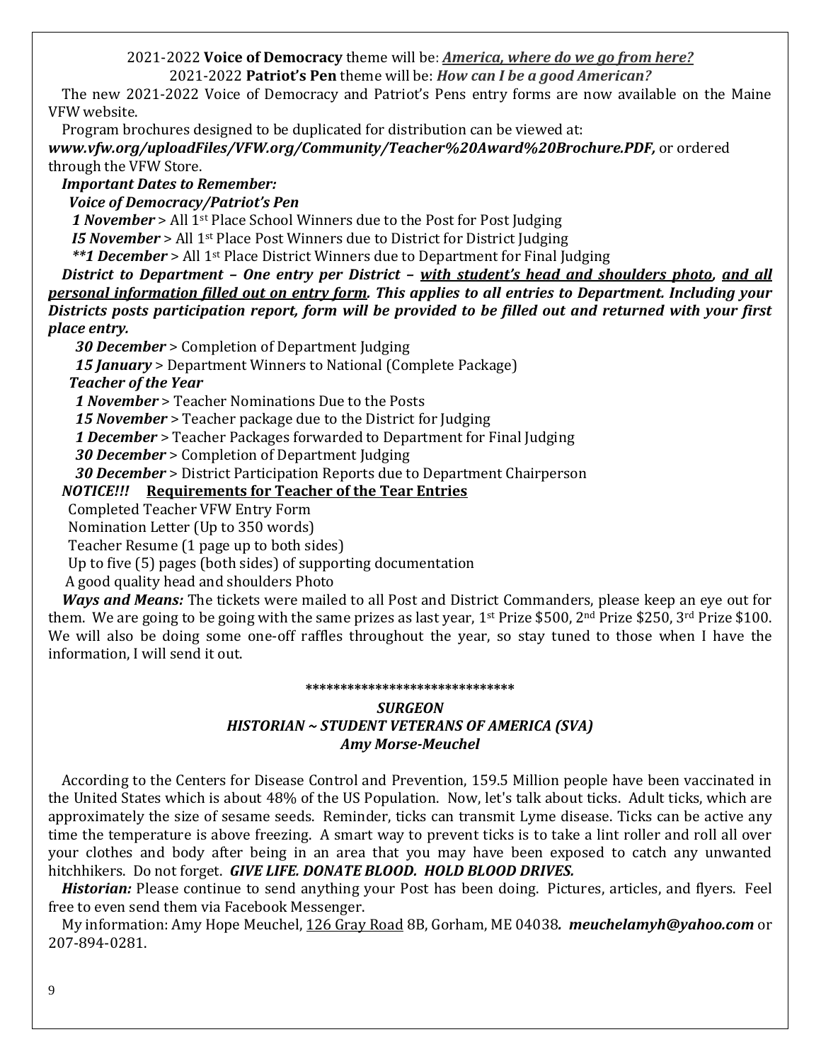2021-2022 **Voice of Democracy** theme will be: ***America, where do we go from here?***
2021-2022 **Patriot's Pen** theme will be: ***How can I be a good American?***

The new 2021-2022 Voice of Democracy and Patriot's Pens entry forms are now available on the Maine VFW website.

Program brochures designed to be duplicated for distribution can be viewed at: ***www.vfw.org/uploadFiles/VFW.org/Community/Teacher%20Award%20Brochure.PDF,*** or ordered through the VFW Store.

***Important Dates to Remember:***

***Voice of Democracy/Patriot's Pen***

***1 November*** > All 1st Place School Winners due to the Post for Post Judging
***I5 November*** > All 1st Place Post Winners due to District for District Judging
***\*\*1 December*** > All 1st Place District Winners due to Department for Final Judging

***District to Department – One entry per District – with student's head and shoulders photo, and all personal information filled out on entry form. This applies to all entries to Department. Including your Districts posts participation report, form will be provided to be filled out and returned with your first place entry.***

***30 December*** > Completion of Department Judging
***15 January*** > Department Winners to National (Complete Package)

***Teacher of the Year***

***1 November*** > Teacher Nominations Due to the Posts
***15 November*** > Teacher package due to the District for Judging
***1 December*** > Teacher Packages forwarded to Department for Final Judging
***30 December*** > Completion of Department Judging
***30 December*** > District Participation Reports due to Department Chairperson

***NOTICE!!!*** **Requirements for Teacher of the Tear Entries**

Completed Teacher VFW Entry Form
Nomination Letter (Up to 350 words)
Teacher Resume (1 page up to both sides)
Up to five (5) pages (both sides) of supporting documentation
A good quality head and shoulders Photo

***Ways and Means:*** The tickets were mailed to all Post and District Commanders, please keep an eye out for them. We are going to be going with the same prizes as last year, 1st Prize $500, 2nd Prize $250, 3rd Prize $100. We will also be doing some one-off raffles throughout the year, so stay tuned to those when I have the information, I will send it out.

\*\*\*\*\*\*\*\*\*\*\*\*\*\*\*\*\*\*\*\*\*\*\*\*\*\*\*\*\*\*

### *SURGEON*
### *HISTORIAN ~ STUDENT VETERANS OF AMERICA (SVA)*
### *Amy Morse-Meuchel*

According to the Centers for Disease Control and Prevention, 159.5 Million people have been vaccinated in the United States which is about 48% of the US Population. Now, let's talk about ticks. Adult ticks, which are approximately the size of sesame seeds. Reminder, ticks can transmit Lyme disease. Ticks can be active any time the temperature is above freezing. A smart way to prevent ticks is to take a lint roller and roll all over your clothes and body after being in an area that you may have been exposed to catch any unwanted hitchhikers. Do not forget. ***GIVE LIFE. DONATE BLOOD. HOLD BLOOD DRIVES.***

***Historian:*** Please continue to send anything your Post has been doing. Pictures, articles, and flyers. Feel free to even send them via Facebook Messenger.

My information: Amy Hope Meuchel, 126 Gray Road 8B, Gorham, ME 04038. ***meuchelamyh@yahoo.com*** or 207-894-0281.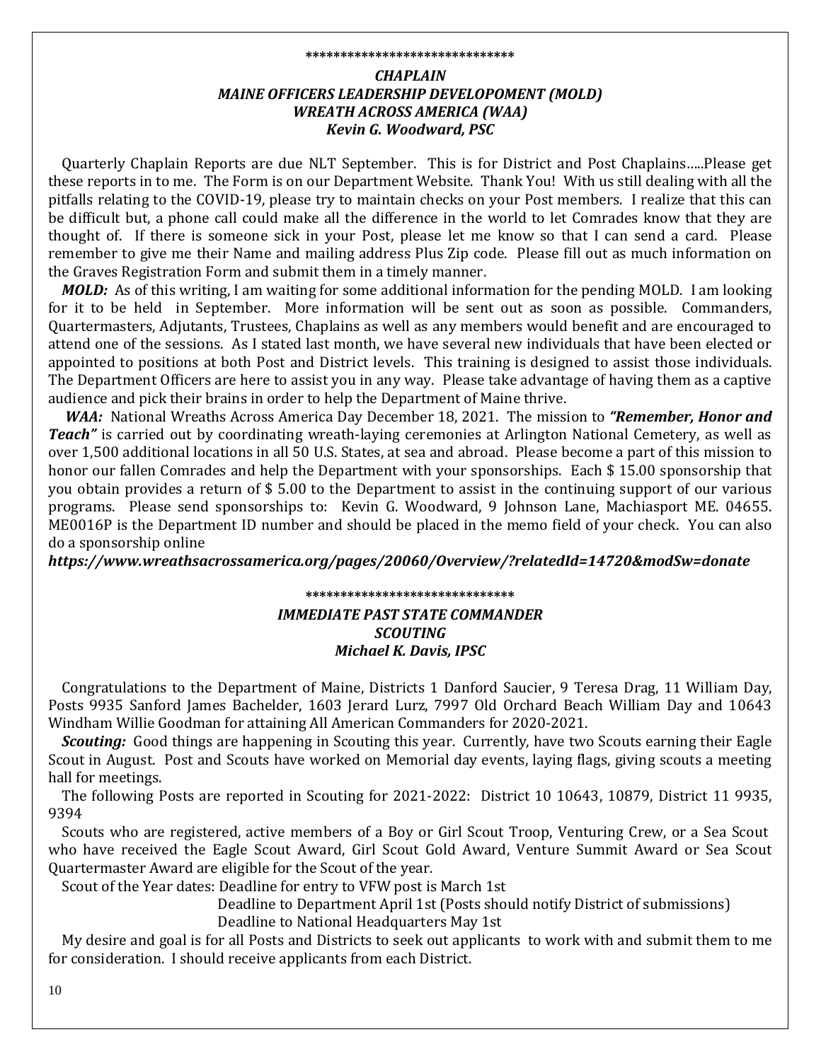******************************

***CHAPLAIN***
***MAINE OFFICERS LEADERSHIP DEVELOPOMENT (MOLD)***
***WREATH ACROSS AMERICA (WAA)***
***Kevin G. Woodward, PSC***

Quarterly Chaplain Reports are due NLT September. This is for District and Post Chaplains…..Please get these reports in to me. The Form is on our Department Website. Thank You! With us still dealing with all the pitfalls relating to the COVID-19, please try to maintain checks on your Post members. I realize that this can be difficult but, a phone call could make all the difference in the world to let Comrades know that they are thought of. If there is someone sick in your Post, please let me know so that I can send a card. Please remember to give me their Name and mailing address Plus Zip code. Please fill out as much information on the Graves Registration Form and submit them in a timely manner.

***MOLD:*** As of this writing, I am waiting for some additional information for the pending MOLD. I am looking for it to be held in September. More information will be sent out as soon as possible. Commanders, Quartermasters, Adjutants, Trustees, Chaplains as well as any members would benefit and are encouraged to attend one of the sessions. As I stated last month, we have several new individuals that have been elected or appointed to positions at both Post and District levels. This training is designed to assist those individuals. The Department Officers are here to assist you in any way. Please take advantage of having them as a captive audience and pick their brains in order to help the Department of Maine thrive.

***WAA:*** National Wreaths Across America Day December 18, 2021. The mission to ***"Remember, Honor and Teach"*** is carried out by coordinating wreath-laying ceremonies at Arlington National Cemetery, as well as over 1,500 additional locations in all 50 U.S. States, at sea and abroad. Please become a part of this mission to honor our fallen Comrades and help the Department with your sponsorships. Each $ 15.00 sponsorship that you obtain provides a return of $ 5.00 to the Department to assist in the continuing support of our various programs. Please send sponsorships to: Kevin G. Woodward, 9 Johnson Lane, Machiasport ME. 04655. ME0016P is the Department ID number and should be placed in the memo field of your check. You can also do a sponsorship online

***https://www.wreathsacrossamerica.org/pages/20060/Overview/?relatedId=14720&modSw=donate***

******************************

***IMMEDIATE PAST STATE COMMANDER***
***SCOUTING***
***Michael K. Davis, IPSC***

Congratulations to the Department of Maine, Districts 1 Danford Saucier, 9 Teresa Drag, 11 William Day, Posts 9935 Sanford James Bachelder, 1603 Jerard Lurz, 7997 Old Orchard Beach William Day and 10643 Windham Willie Goodman for attaining All American Commanders for 2020-2021.

***Scouting:*** Good things are happening in Scouting this year. Currently, have two Scouts earning their Eagle Scout in August. Post and Scouts have worked on Memorial day events, laying flags, giving scouts a meeting hall for meetings.

The following Posts are reported in Scouting for 2021-2022: District 10 10643, 10879, District 11 9935, 9394

Scouts who are registered, active members of a Boy or Girl Scout Troop, Venturing Crew, or a Sea Scout who have received the Eagle Scout Award, Girl Scout Gold Award, Venture Summit Award or Sea Scout Quartermaster Award are eligible for the Scout of the year.

Scout of the Year dates: Deadline for entry to VFW post is March 1st
Deadline to Department April 1st (Posts should notify District of submissions)
Deadline to National Headquarters May 1st

My desire and goal is for all Posts and Districts to seek out applicants to work with and submit them to me for consideration. I should receive applicants from each District.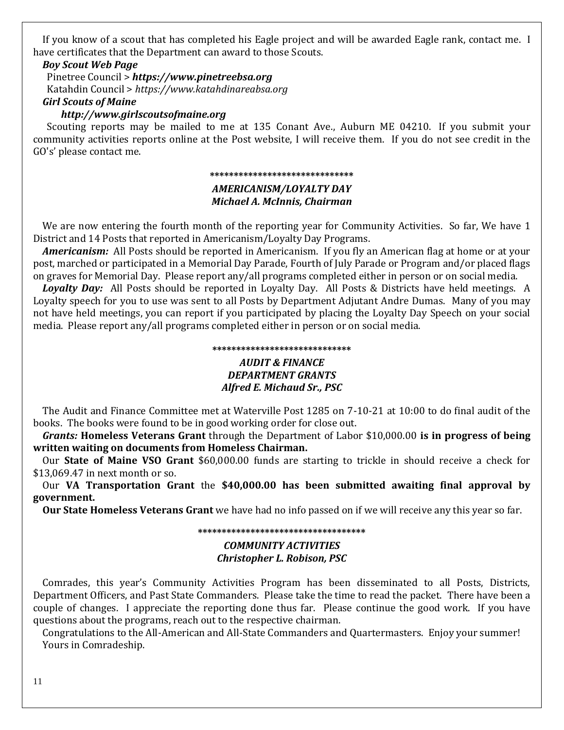If you know of a scout that has completed his Eagle project and will be awarded Eagle rank, contact me. I have certificates that the Department can award to those Scouts.

***Boy Scout Web Page***

Pinetree Council > ***https://www.pinetreebsa.org***

Katahdin Council > *https://www.katahdinareabsa.org*

***Girl Scouts of Maine***

***http://www.girlscoutsofmaine.org***

Scouting reports may be mailed to me at 135 Conant Ave., Auburn ME 04210. If you submit your community activities reports online at the Post website, I will receive them. If you do not see credit in the GO's' please contact me.

******************************

### *AMERICANISM/LOYALTY DAY*
### *Michael A. McInnis, Chairman*

We are now entering the fourth month of the reporting year for Community Activities. So far, We have 1 District and 14 Posts that reported in Americanism/Loyalty Day Programs.

***Americanism:*** All Posts should be reported in Americanism. If you fly an American flag at home or at your post, marched or participated in a Memorial Day Parade, Fourth of July Parade or Program and/or placed flags on graves for Memorial Day. Please report any/all programs completed either in person or on social media.

***Loyalty Day:*** All Posts should be reported in Loyalty Day. All Posts & Districts have held meetings. A Loyalty speech for you to use was sent to all Posts by Department Adjutant Andre Dumas. Many of you may not have held meetings, you can report if you participated by placing the Loyalty Day Speech on your social media. Please report any/all programs completed either in person or on social media.

*****************************

### *AUDIT & FINANCE*
### *DEPARTMENT GRANTS*
### *Alfred E. Michaud Sr., PSC*

The Audit and Finance Committee met at Waterville Post 1285 on 7-10-21 at 10:00 to do final audit of the books. The books were found to be in good working order for close out.

***Grants:*** **Homeless Veterans Grant** through the Department of Labor $10,000.00 **is in progress of being written waiting on documents from Homeless Chairman.**

Our **State of Maine VSO Grant** $60,000.00 funds are starting to trickle in should receive a check for $13,069.47 in next month or so.

Our **VA Transportation Grant** the **$40,000.00 has been submitted awaiting final approval by government.**

**Our State Homeless Veterans Grant** we have had no info passed on if we will receive any this year so far.

***********************************

### *COMMUNITY ACTIVITIES*
### *Christopher L. Robison, PSC*

Comrades, this year's Community Activities Program has been disseminated to all Posts, Districts, Department Officers, and Past State Commanders. Please take the time to read the packet. There have been a couple of changes. I appreciate the reporting done thus far. Please continue the good work. If you have questions about the programs, reach out to the respective chairman.

Congratulations to the All-American and All-State Commanders and Quartermasters. Enjoy your summer!

Yours in Comradeship.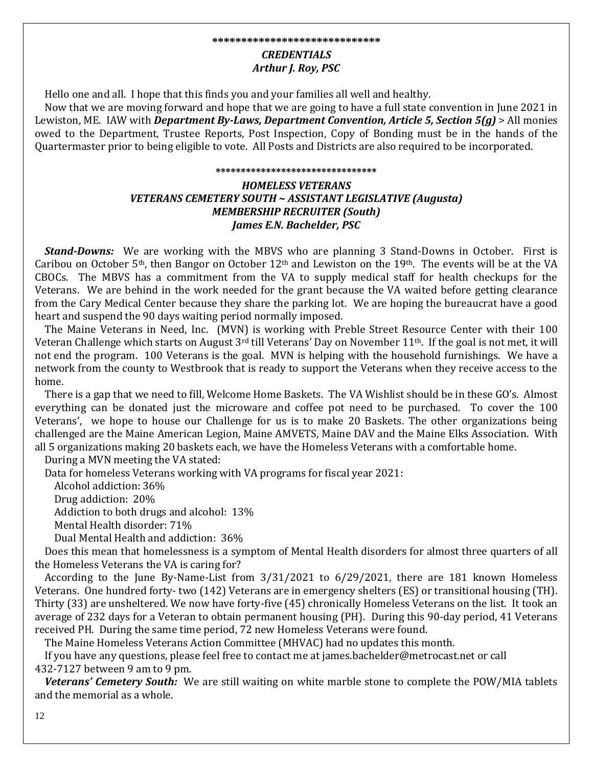******************************

## *CREDENTIALS*
## *Arthur J. Roy, PSC*

Hello one and all. I hope that this finds you and your families all well and healthy.

Now that we are moving forward and hope that we are going to have a full state convention in June 2021 in Lewiston, ME. IAW with ***Department By-Laws, Department Convention, Article 5, Section 5(g)*** > All monies owed to the Department, Trustee Reports, Post Inspection, Copy of Bonding must be in the hands of the Quartermaster prior to being eligible to vote. All Posts and Districts are also required to be incorporated.

********************************

## *HOMELESS VETERANS*
## *VETERANS CEMETERY SOUTH ~ ASSISTANT LEGISLATIVE (Augusta)*
## *MEMBERSHIP RECRUITER (South)*
## *James E.N. Bachelder, PSC*

***Stand-Downs:*** We are working with the MBVS who are planning 3 Stand-Downs in October. First is Caribou on October 5th, then Bangor on October 12th and Lewiston on the 19th. The events will be at the VA CBOCs. The MBVS has a commitment from the VA to supply medical staff for health checkups for the Veterans. We are behind in the work needed for the grant because the VA waited before getting clearance from the Cary Medical Center because they share the parking lot. We are hoping the bureaucrat have a good heart and suspend the 90 days waiting period normally imposed.

The Maine Veterans in Need, Inc. (MVN) is working with Preble Street Resource Center with their 100 Veteran Challenge which starts on August 3rd till Veterans' Day on November 11th. If the goal is not met, it will not end the program. 100 Veterans is the goal. MVN is helping with the household furnishings. We have a network from the county to Westbrook that is ready to support the Veterans when they receive access to the home.

There is a gap that we need to fill, Welcome Home Baskets. The VA Wishlist should be in these GO's. Almost everything can be donated just the microware and coffee pot need to be purchased. To cover the 100 Veterans', we hope to house our Challenge for us is to make 20 Baskets. The other organizations being challenged are the Maine American Legion, Maine AMVETS, Maine DAV and the Maine Elks Association. With all 5 organizations making 20 baskets each, we have the Homeless Veterans with a comfortable home.

During a MVN meeting the VA stated:

Data for homeless Veterans working with VA programs for fiscal year 2021:

Alcohol addiction: 36%
Drug addiction: 20%
Addiction to both drugs and alcohol: 13%
Mental Health disorder: 71%
Dual Mental Health and addiction: 36%

Does this mean that homelessness is a symptom of Mental Health disorders for almost three quarters of all the Homeless Veterans the VA is caring for?

According to the June By-Name-List from 3/31/2021 to 6/29/2021, there are 181 known Homeless Veterans. One hundred forty- two (142) Veterans are in emergency shelters (ES) or transitional housing (TH). Thirty (33) are unsheltered. We now have forty-five (45) chronically Homeless Veterans on the list. It took an average of 232 days for a Veteran to obtain permanent housing (PH). During this 90-day period, 41 Veterans received PH. During the same time period, 72 new Homeless Veterans were found.

The Maine Homeless Veterans Action Committee (MHVAC) had no updates this month.

If you have any questions, please feel free to contact me at james.bachelder@metrocast.net or call 432-7127 between 9 am to 9 pm.

***Veterans' Cemetery South:*** We are still waiting on white marble stone to complete the POW/MIA tablets and the memorial as a whole.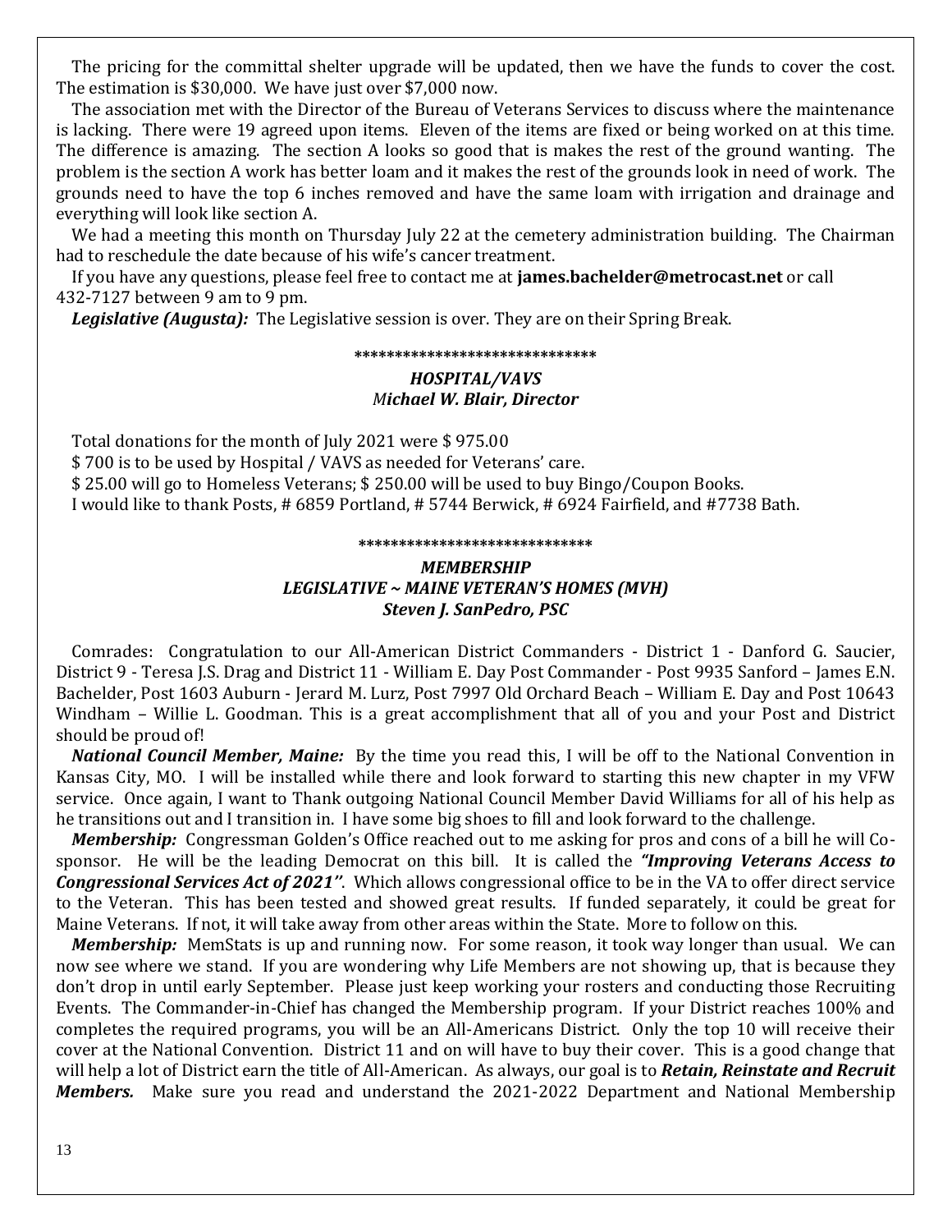The pricing for the committal shelter upgrade will be updated, then we have the funds to cover the cost. The estimation is $30,000. We have just over $7,000 now.

The association met with the Director of the Bureau of Veterans Services to discuss where the maintenance is lacking. There were 19 agreed upon items. Eleven of the items are fixed or being worked on at this time. The difference is amazing. The section A looks so good that is makes the rest of the ground wanting. The problem is the section A work has better loam and it makes the rest of the grounds look in need of work. The grounds need to have the top 6 inches removed and have the same loam with irrigation and drainage and everything will look like section A.

We had a meeting this month on Thursday July 22 at the cemetery administration building. The Chairman had to reschedule the date because of his wife's cancer treatment.

If you have any questions, please feel free to contact me at **james.bachelder@metrocast.net** or call 432-7127 between 9 am to 9 pm.

***Legislative (Augusta):*** The Legislative session is over. They are on their Spring Break.

******************************

### *HOSPITAL/VAVS*
### *Michael W. Blair, Director*

Total donations for the month of July 2021 were $ 975.00

$ 700 is to be used by Hospital / VAVS as needed for Veterans' care.

$ 25.00 will go to Homeless Veterans; $ 250.00 will be used to buy Bingo/Coupon Books.

I would like to thank Posts, # 6859 Portland, # 5744 Berwick, # 6924 Fairfield, and #7738 Bath.

*****************************

### *MEMBERSHIP*
### *LEGISLATIVE ~ MAINE VETERAN'S HOMES (MVH)*
### *Steven J. SanPedro, PSC*

Comrades: Congratulation to our All-American District Commanders - District 1 - Danford G. Saucier, District 9 - Teresa J.S. Drag and District 11 - William E. Day Post Commander - Post 9935 Sanford – James E.N. Bachelder, Post 1603 Auburn - Jerard M. Lurz, Post 7997 Old Orchard Beach – William E. Day and Post 10643 Windham – Willie L. Goodman. This is a great accomplishment that all of you and your Post and District should be proud of!

***National Council Member, Maine:*** By the time you read this, I will be off to the National Convention in Kansas City, MO. I will be installed while there and look forward to starting this new chapter in my VFW service. Once again, I want to Thank outgoing National Council Member David Williams for all of his help as he transitions out and I transition in. I have some big shoes to fill and look forward to the challenge.

***Membership:*** Congressman Golden's Office reached out to me asking for pros and cons of a bill he will Co-sponsor. He will be the leading Democrat on this bill. It is called the ***"Improving Veterans Access to Congressional Services Act of 2021"***. Which allows congressional office to be in the VA to offer direct service to the Veteran. This has been tested and showed great results. If funded separately, it could be great for Maine Veterans. If not, it will take away from other areas within the State. More to follow on this.

***Membership:*** MemStats is up and running now. For some reason, it took way longer than usual. We can now see where we stand. If you are wondering why Life Members are not showing up, that is because they don't drop in until early September. Please just keep working your rosters and conducting those Recruiting Events. The Commander-in-Chief has changed the Membership program. If your District reaches 100% and completes the required programs, you will be an All-Americans District. Only the top 10 will receive their cover at the National Convention. District 11 and on will have to buy their cover. This is a good change that will help a lot of District earn the title of All-American. As always, our goal is to ***Retain, Reinstate and Recruit Members.*** Make sure you read and understand the 2021-2022 Department and National Membership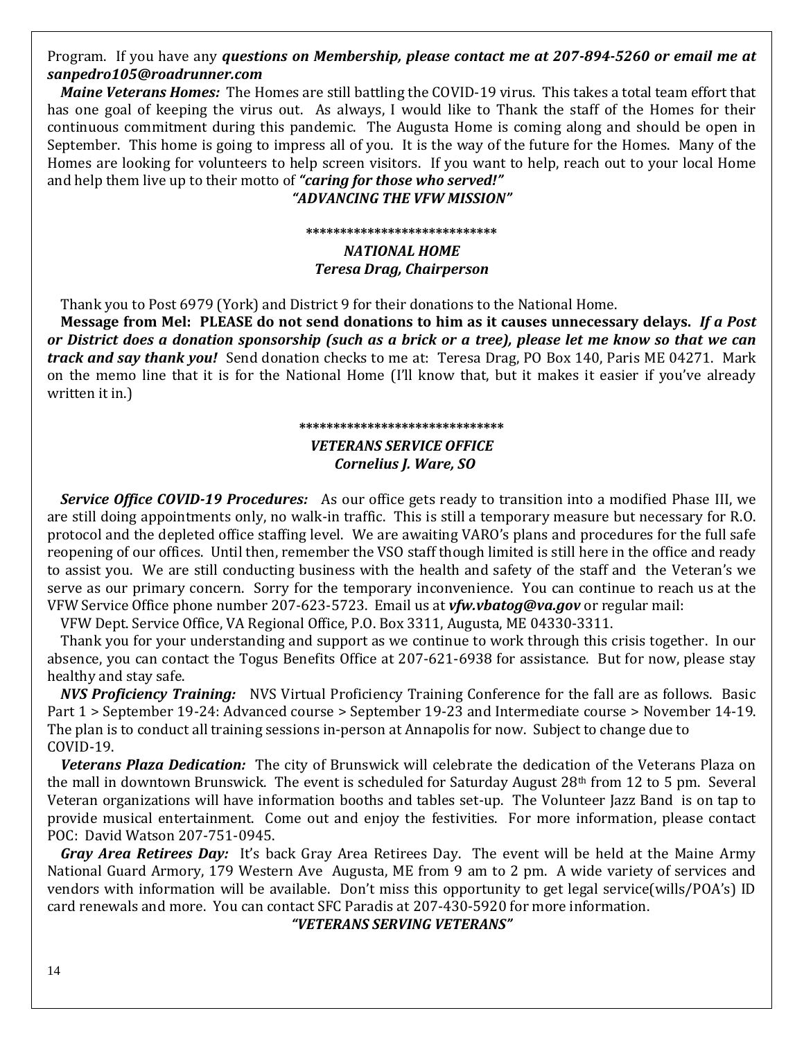Program. If you have any ***questions on Membership, please contact me at 207-894-5260 or email me at sanpedro105@roadrunner.com***

***Maine Veterans Homes:*** The Homes are still battling the COVID-19 virus. This takes a total team effort that has one goal of keeping the virus out. As always, I would like to Thank the staff of the Homes for their continuous commitment during this pandemic. The Augusta Home is coming along and should be open in September. This home is going to impress all of you. It is the way of the future for the Homes. Many of the Homes are looking for volunteers to help screen visitors. If you want to help, reach out to your local Home and help them live up to their motto of ***"caring for those who served!"***

***"ADVANCING THE VFW MISSION"***

****************************

## *NATIONAL HOME*
### *Teresa Drag, Chairperson*

Thank you to Post 6979 (York) and District 9 for their donations to the National Home.

**Message from Mel: PLEASE do not send donations to him as it causes unnecessary delays.** ***If a Post or District does a donation sponsorship (such as a brick or a tree), please let me know so that we can track and say thank you!*** Send donation checks to me at: Teresa Drag, PO Box 140, Paris ME 04271. Mark on the memo line that it is for the National Home (I'll know that, but it makes it easier if you've already written it in.)

******************************

## *VETERANS SERVICE OFFICE*
### *Cornelius J. Ware, SO*

***Service Office COVID-19 Procedures:*** As our office gets ready to transition into a modified Phase III, we are still doing appointments only, no walk-in traffic. This is still a temporary measure but necessary for R.O. protocol and the depleted office staffing level. We are awaiting VARO's plans and procedures for the full safe reopening of our offices. Until then, remember the VSO staff though limited is still here in the office and ready to assist you. We are still conducting business with the health and safety of the staff and the Veteran's we serve as our primary concern. Sorry for the temporary inconvenience. You can continue to reach us at the VFW Service Office phone number 207-623-5723. Email us at ***vfw.vbatog@va.gov*** or regular mail:

VFW Dept. Service Office, VA Regional Office, P.O. Box 3311, Augusta, ME 04330-3311.

Thank you for your understanding and support as we continue to work through this crisis together. In our absence, you can contact the Togus Benefits Office at 207-621-6938 for assistance. But for now, please stay healthy and stay safe.

***NVS Proficiency Training:*** NVS Virtual Proficiency Training Conference for the fall are as follows. Basic Part 1 > September 19-24: Advanced course > September 19-23 and Intermediate course > November 14-19. The plan is to conduct all training sessions in-person at Annapolis for now. Subject to change due to COVID-19.

***Veterans Plaza Dedication:*** The city of Brunswick will celebrate the dedication of the Veterans Plaza on the mall in downtown Brunswick. The event is scheduled for Saturday August 28th from 12 to 5 pm. Several Veteran organizations will have information booths and tables set-up. The Volunteer Jazz Band is on tap to provide musical entertainment. Come out and enjoy the festivities. For more information, please contact POC: David Watson 207-751-0945.

***Gray Area Retirees Day:*** It's back Gray Area Retirees Day. The event will be held at the Maine Army National Guard Armory, 179 Western Ave Augusta, ME from 9 am to 2 pm. A wide variety of services and vendors with information will be available. Don't miss this opportunity to get legal service(wills/POA's) ID card renewals and more. You can contact SFC Paradis at 207-430-5920 for more information.

***"VETERANS SERVING VETERANS"***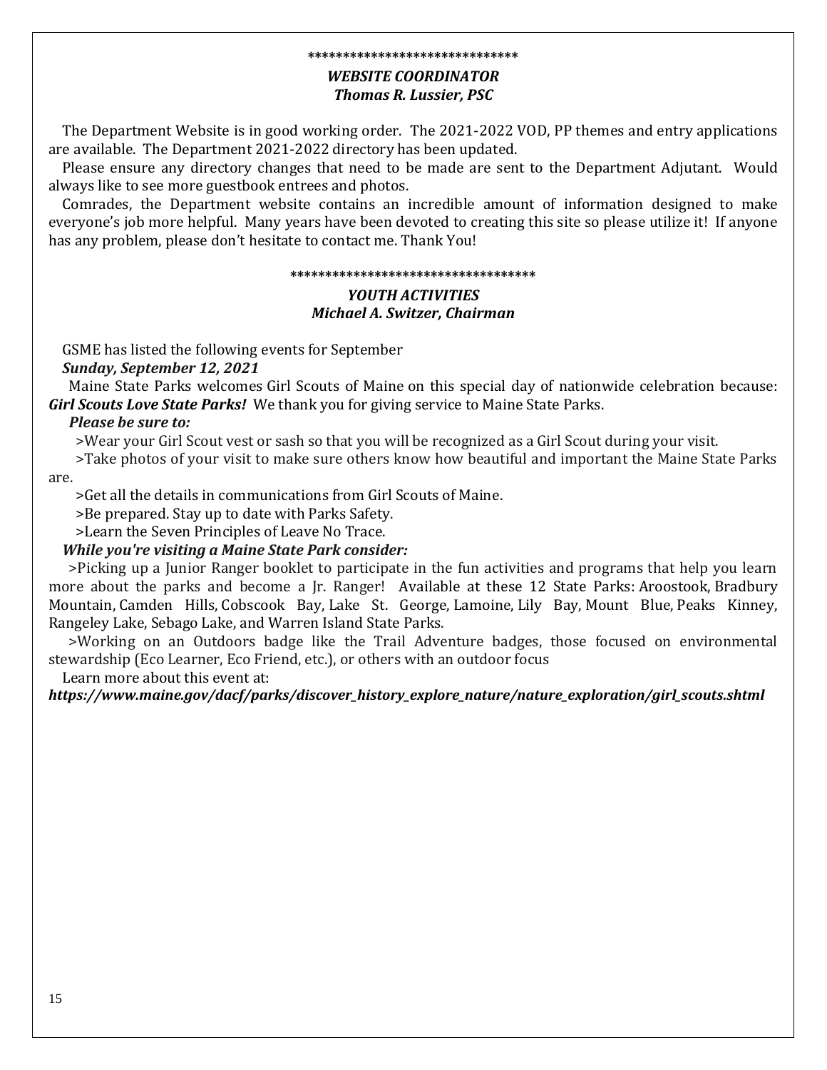******************************

***WEBSITE COORDINATOR***
***Thomas R. Lussier, PSC***

The Department Website is in good working order. The 2021-2022 VOD, PP themes and entry applications are available. The Department 2021-2022 directory has been updated.

Please ensure any directory changes that need to be made are sent to the Department Adjutant. Would always like to see more guestbook entrees and photos.

Comrades, the Department website contains an incredible amount of information designed to make everyone's job more helpful. Many years have been devoted to creating this site so please utilize it! If anyone has any problem, please don't hesitate to contact me. Thank You!

***********************************

***YOUTH ACTIVITIES***
***Michael A. Switzer, Chairman***

GSME has listed the following events for September

***Sunday, September 12, 2021***

Maine State Parks welcomes Girl Scouts of Maine on this special day of nationwide celebration because: ***Girl Scouts Love State Parks!*** We thank you for giving service to Maine State Parks.

***Please be sure to:***

>Wear your Girl Scout vest or sash so that you will be recognized as a Girl Scout during your visit.

>Take photos of your visit to make sure others know how beautiful and important the Maine State Parks are.

>Get all the details in communications from Girl Scouts of Maine.

>Be prepared. Stay up to date with Parks Safety.

>Learn the Seven Principles of Leave No Trace.

***While you're visiting a Maine State Park consider:***

>Picking up a Junior Ranger booklet to participate in the fun activities and programs that help you learn more about the parks and become a Jr. Ranger! Available at these 12 State Parks: Aroostook, Bradbury Mountain, Camden Hills, Cobscook Bay, Lake St. George, Lamoine, Lily Bay, Mount Blue, Peaks Kinney, Rangeley Lake, Sebago Lake, and Warren Island State Parks.

>Working on an Outdoors badge like the Trail Adventure badges, those focused on environmental stewardship (Eco Learner, Eco Friend, etc.), or others with an outdoor focus

Learn more about this event at:

***https://www.maine.gov/dacf/parks/discover_history_explore_nature/nature_exploration/girl_scouts.shtml***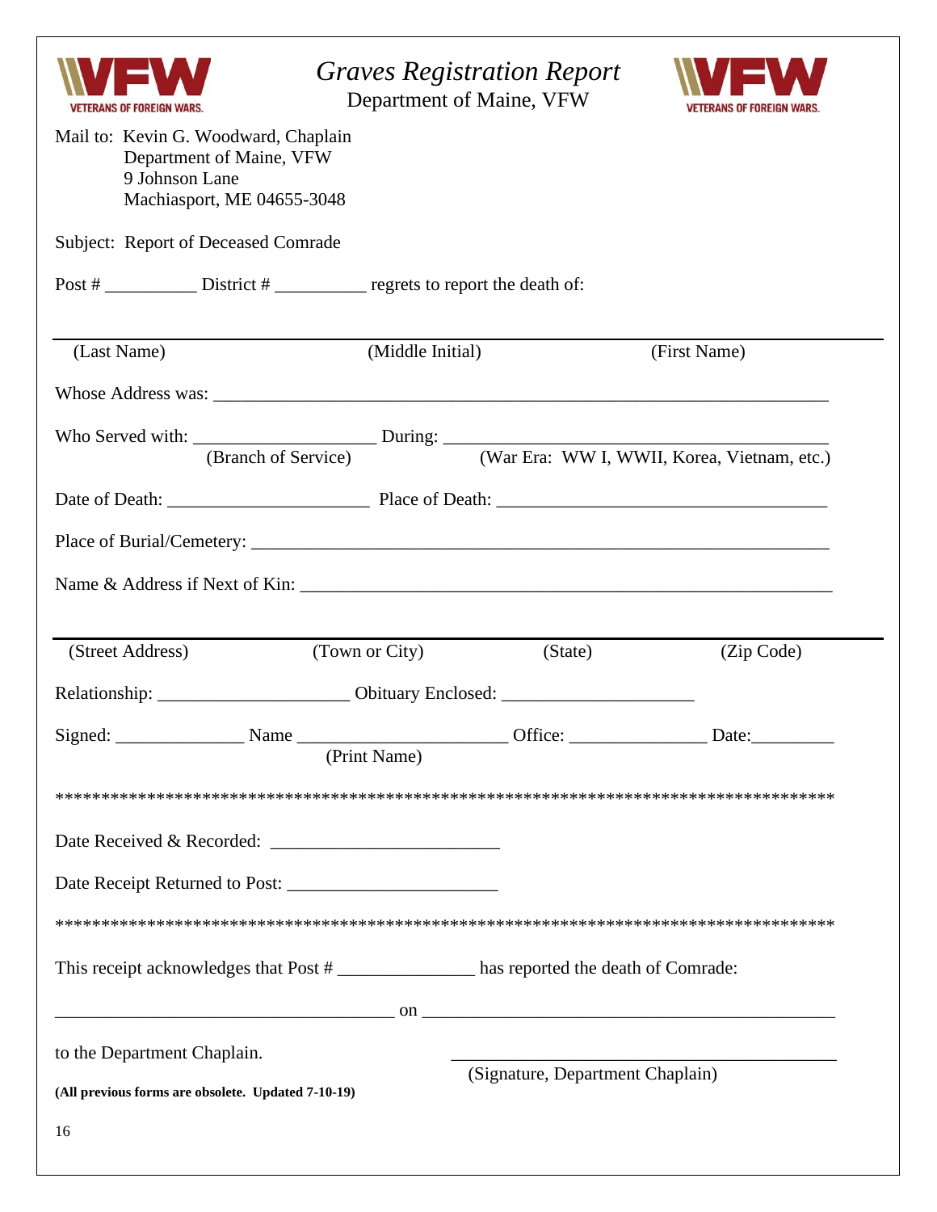# *Graves Registration Report*

Department of Maine, VFW

Mail to: Kevin G. Woodward, Chaplain
Department of Maine, VFW
9 Johnson Lane
Machiasport, ME 04655-3048

Subject: Report of Deceased Comrade

Post # __________ District # __________ regrets to report the death of:

______________________________________________________________________

(Last Name) (Middle Initial) (First Name)

Whose Address was: ______________________________________________________________________

Who Served with: ____________________ During: ________________________________________
(Branch of Service) (War Era: WW I, WWII, Korea, Vietnam, etc.)

Date of Death: ______________________ Place of Death: ____________________________________

Place of Burial/Cemetery: ________________________________________________________________

Name & Address if Next of Kin: ___________________________________________________________

______________________________________________________________________

(Street Address) (Town or City) (State) (Zip Code)

Relationship: _____________________ Obituary Enclosed: _____________________

Signed: ______________ Name ______________________ Office: ______________ Date:_________
(Print Name)

************************************************************************************

Date Received & Recorded: _________________________

Date Receipt Returned to Post: _______________________

************************************************************************************

This receipt acknowledges that Post # _______________ has reported the death of Comrade:

_____________________________________ on _____________________________________________

to the Department Chaplain.

__________________________________________
(Signature, Department Chaplain)

**(All previous forms are obsolete. Updated 7-10-19)**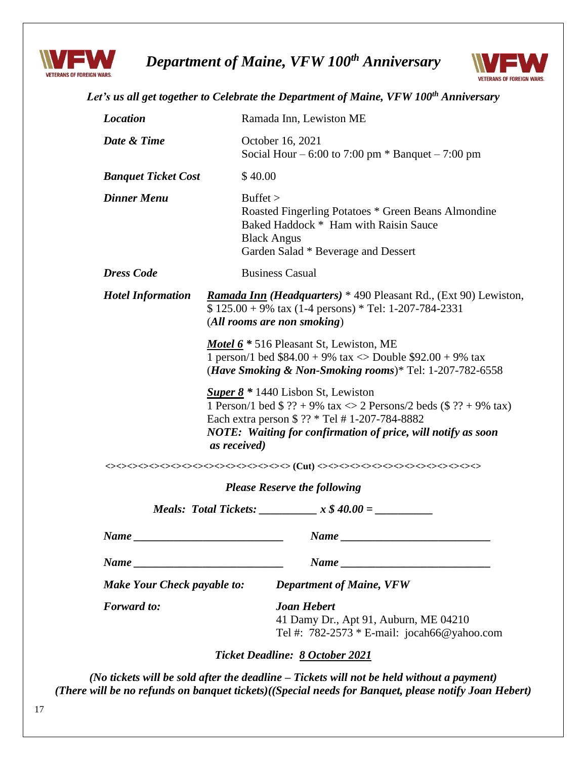# *Department of Maine, VFW 100th Anniversary*

***Let's us all get together to Celebrate the Department of Maine, VFW 100th Anniversary***

| | |
|---|---|
| ***Location*** | Ramada Inn, Lewiston ME |
| ***Date & Time*** | October 16, 2021<br>Social Hour – 6:00 to 7:00 pm * Banquet – 7:00 pm |
| ***Banquet Ticket Cost*** | $ 40.00 |
| ***Dinner Menu*** | Buffet ><br>Roasted Fingerling Potatoes * Green Beans Almondine<br>Baked Haddock * Ham with Raisin Sauce<br>Black Angus<br>Garden Salad * Beverage and Dessert |
| ***Dress Code*** | Business Casual |
| ***Hotel Information*** | ***Ramada Inn (Headquarters)*** * 490 Pleasant Rd., (Ext 90) Lewiston, $ 125.00 + 9% tax (1-4 persons) * Tel: 1-207-784-2331 (***All rooms are non smoking***)<br><br>***Motel 6*** * 516 Pleasant St, Lewiston, ME<br>1 person/1 bed $84.00 + 9% tax <> Double $92.00 + 9% tax (***Have Smoking & Non-Smoking rooms***)* Tel: 1-207-782-6558<br><br>***Super 8*** * 1440 Lisbon St, Lewiston<br>1 Person/1 bed $ ?? + 9% tax <> 2 Persons/2 beds ($ ?? + 9% tax)<br>Each extra person $ ?? * Tel # 1-207-784-8882<br>***NOTE: Waiting for confirmation of price, will notify as soon as received)*** |

<><><><><><><><><><><><><><><> (Cut) <><><><><><><><><><><><><><><>

***Please Reserve the following***

***Meals: Total Tickets: __________ x $ 40.00 = __________***

***Name* ___________________________ *Name* ___________________________**

***Name* ___________________________ *Name* ___________________________**

***Make Your Check payable to:*** ***Department of Maine, VFW***

***Forward to:*** ***Joan Hebert***
41 Damy Dr., Apt 91, Auburn, ME 04210
Tel #: 782-2573 * E-mail: jocah66@yahoo.com

***Ticket Deadline: 8 October 2021***

***(No tickets will be sold after the deadline – Tickets will not be held without a payment)***
***(There will be no refunds on banquet tickets)((Special needs for Banquet, please notify Joan Hebert)***